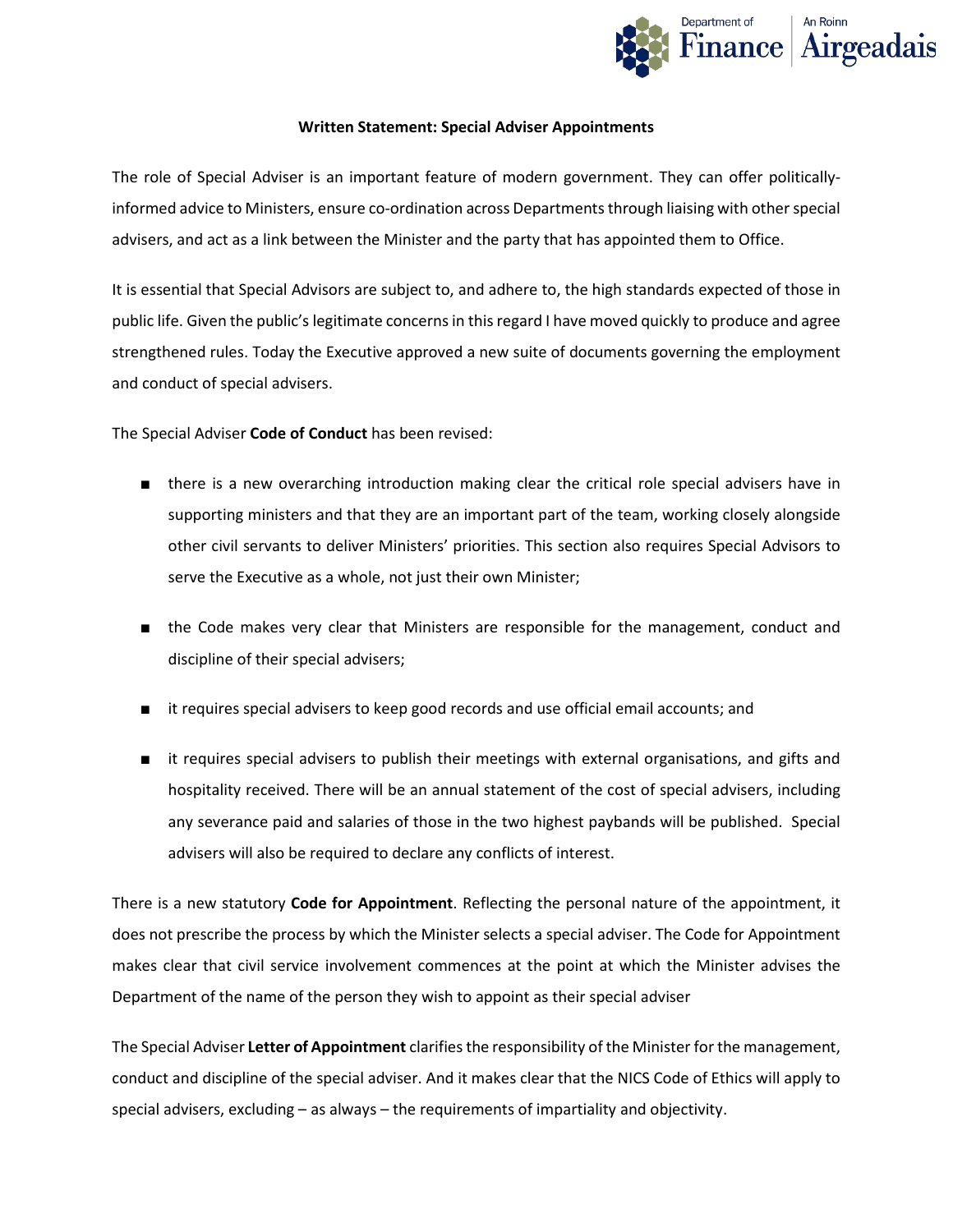**Written Statement: Special Adviser Appointments**

The role of Special Adviser is an important feature of modern government. They can offer politically-informed advice to Ministers, ensure co-ordination across Departments through liaising with other special advisers, and act as a link between the Minister and the party that has appointed them to Office.

It is essential that Special Advisors are subject to, and adhere to, the high standards expected of those in public life. Given the public's legitimate concerns in this regard I have moved quickly to produce and agree strengthened rules. Today the Executive approved a new suite of documents governing the employment and conduct of special advisers.

The Special Adviser **Code of Conduct** has been revised:

- there is a new overarching introduction making clear the critical role special advisers have in supporting ministers and that they are an important part of the team, working closely alongside other civil servants to deliver Ministers' priorities. This section also requires Special Advisors to serve the Executive as a whole, not just their own Minister;
- the Code makes very clear that Ministers are responsible for the management, conduct and discipline of their special advisers;
- it requires special advisers to keep good records and use official email accounts; and
- it requires special advisers to publish their meetings with external organisations, and gifts and hospitality received. There will be an annual statement of the cost of special advisers, including any severance paid and salaries of those in the two highest paybands will be published. Special advisers will also be required to declare any conflicts of interest.

There is a new statutory **Code for Appointment**. Reflecting the personal nature of the appointment, it does not prescribe the process by which the Minister selects a special adviser. The Code for Appointment makes clear that civil service involvement commences at the point at which the Minister advises the Department of the name of the person they wish to appoint as their special adviser

The Special Adviser **Letter of Appointment** clarifies the responsibility of the Minister for the management, conduct and discipline of the special adviser. And it makes clear that the NICS Code of Ethics will apply to special advisers, excluding – as always – the requirements of impartiality and objectivity.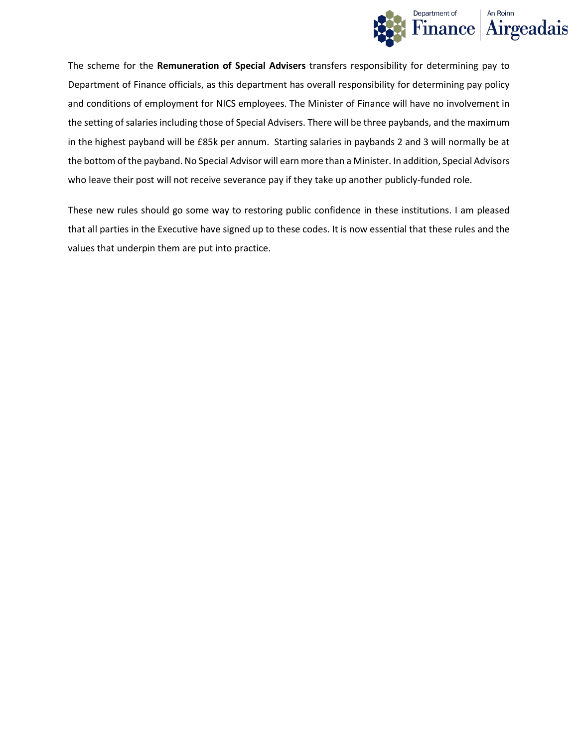The scheme for the **Remuneration of Special Advisers** transfers responsibility for determining pay to Department of Finance officials, as this department has overall responsibility for determining pay policy and conditions of employment for NICS employees. The Minister of Finance will have no involvement in the setting of salaries including those of Special Advisers. There will be three paybands, and the maximum in the highest payband will be £85k per annum. Starting salaries in paybands 2 and 3 will normally be at the bottom of the payband. No Special Advisor will earn more than a Minister. In addition, Special Advisors who leave their post will not receive severance pay if they take up another publicly-funded role.

These new rules should go some way to restoring public confidence in these institutions. I am pleased that all parties in the Executive have signed up to these codes. It is now essential that these rules and the values that underpin them are put into practice.